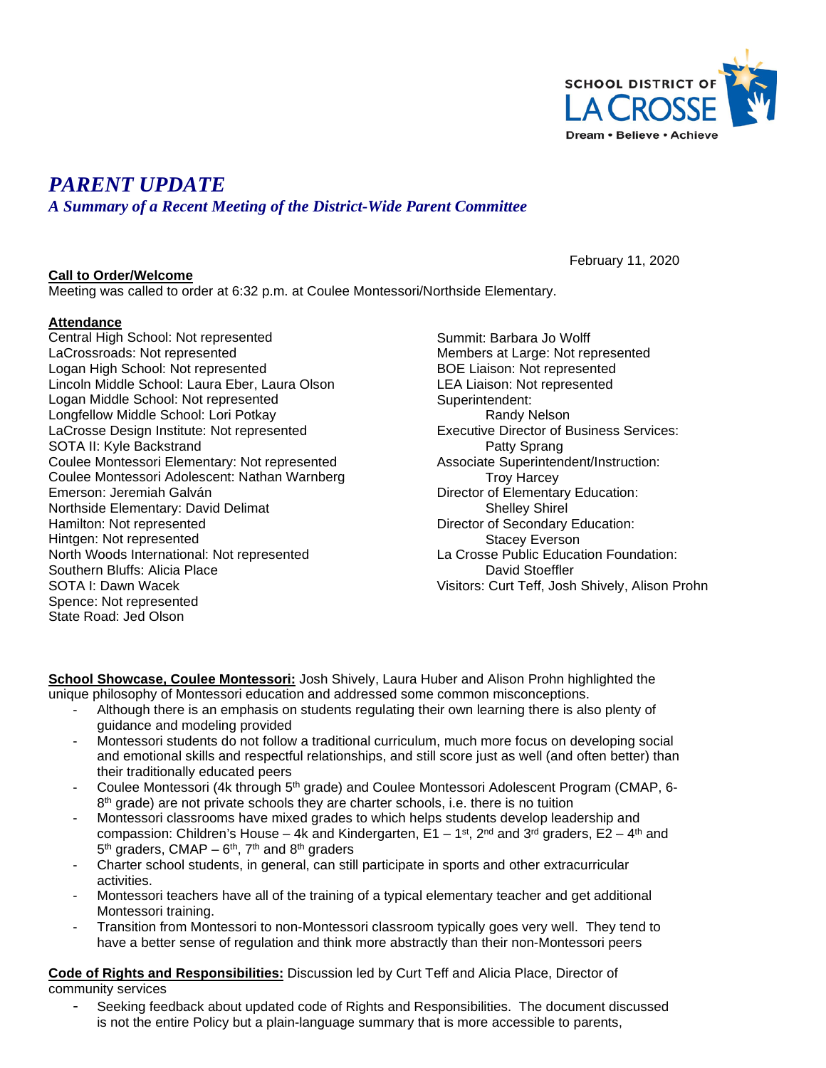SCHOOL DISTRICT OF LA CROSSE
Dream • Believe • Achieve

# *PARENT UPDATE*

## *A Summary of a Recent Meeting of the District-Wide Parent Committee*

February 11, 2020

**Call to Order/Welcome**
Meeting was called to order at 6:32 p.m. at Coulee Montessori/Northside Elementary.

**Attendance**
Central High School: Not represented
LaCrossroads: Not represented
Logan High School: Not represented
Lincoln Middle School: Laura Eber, Laura Olson
Logan Middle School: Not represented
Longfellow Middle School: Lori Potkay
LaCrosse Design Institute: Not represented
SOTA II: Kyle Backstrand
Coulee Montessori Elementary: Not represented
Coulee Montessori Adolescent: Nathan Warnberg
Emerson: Jeremiah Galván
Northside Elementary: David Delimat
Hamilton: Not represented
Hintgen: Not represented
North Woods International: Not represented
Southern Bluffs: Alicia Place
SOTA I: Dawn Wacek
Spence: Not represented
State Road: Jed Olson

Summit: Barbara Jo Wolff
Members at Large: Not represented
BOE Liaison: Not represented
LEA Liaison: Not represented
Superintendent:
Randy Nelson
Executive Director of Business Services:
Patty Sprang
Associate Superintendent/Instruction:
Troy Harcey
Director of Elementary Education:
Shelley Shirel
Director of Secondary Education:
Stacey Everson
La Crosse Public Education Foundation:
David Stoeffler
Visitors: Curt Teff, Josh Shively, Alison Prohn

**School Showcase, Coulee Montessori:** Josh Shively, Laura Huber and Alison Prohn highlighted the unique philosophy of Montessori education and addressed some common misconceptions.

- Although there is an emphasis on students regulating their own learning there is also plenty of guidance and modeling provided
- Montessori students do not follow a traditional curriculum, much more focus on developing social and emotional skills and respectful relationships, and still score just as well (and often better) than their traditionally educated peers
- Coulee Montessori (4k through 5th grade) and Coulee Montessori Adolescent Program (CMAP, 6-8th grade) are not private schools they are charter schools, i.e. there is no tuition
- Montessori classrooms have mixed grades to which helps students develop leadership and compassion: Children's House – 4k and Kindergarten, E1 – 1st, 2nd and 3rd graders, E2 – 4th and 5th graders, CMAP – 6th, 7th and 8th graders
- Charter school students, in general, can still participate in sports and other extracurricular activities.
- Montessori teachers have all of the training of a typical elementary teacher and get additional Montessori training.
- Transition from Montessori to non-Montessori classroom typically goes very well. They tend to have a better sense of regulation and think more abstractly than their non-Montessori peers

**Code of Rights and Responsibilities:** Discussion led by Curt Teff and Alicia Place, Director of community services

- Seeking feedback about updated code of Rights and Responsibilities. The document discussed is not the entire Policy but a plain-language summary that is more accessible to parents,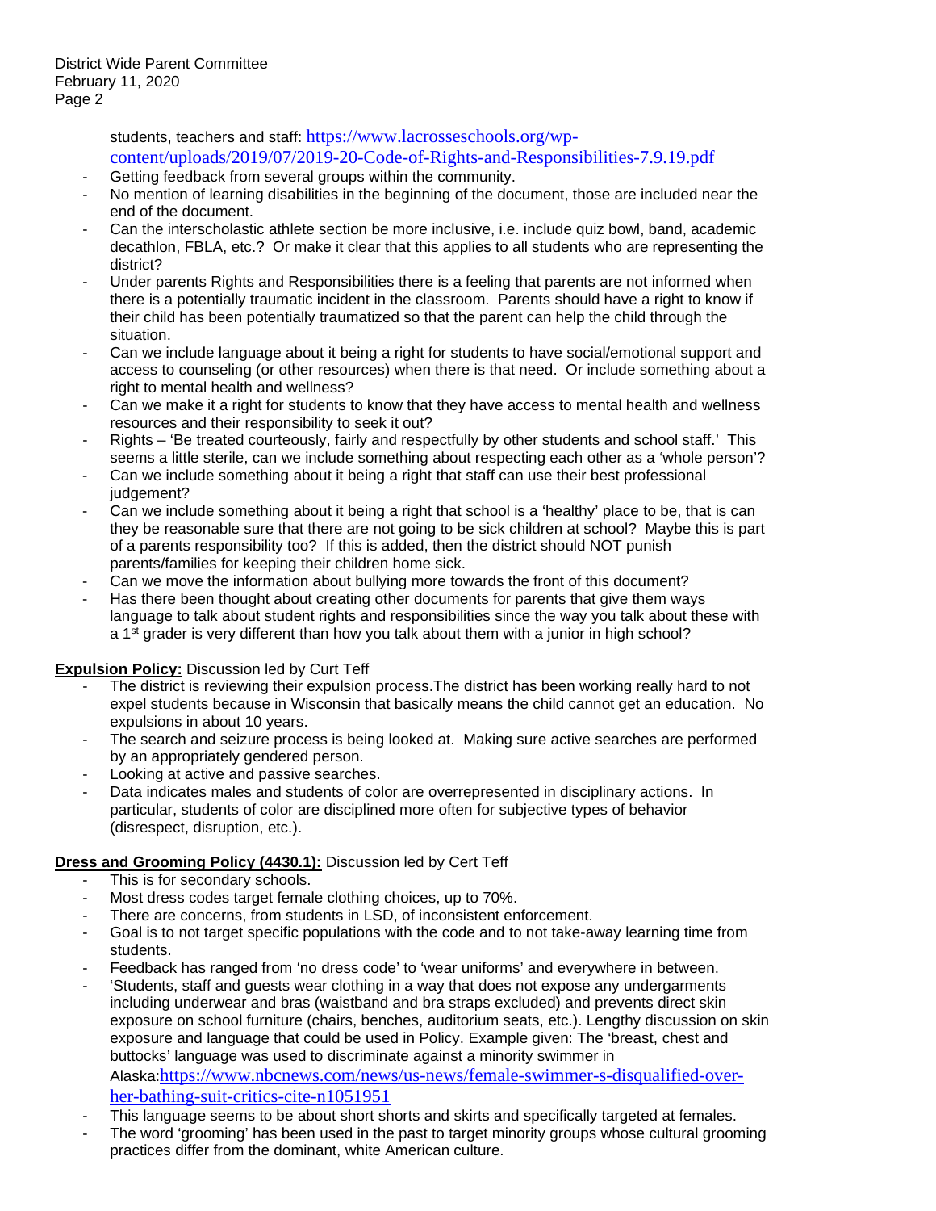students, teachers and staff: [https://www.lacrosseschools.org/wp-content/uploads/2019/07/2019-20-Code-of-Rights-and-Responsibilities-7.9.19.pdf](https://www.lacrosseschools.org/wp-content/uploads/2019/07/2019-20-Code-of-Rights-and-Responsibilities-7.9.19.pdf)

- Getting feedback from several groups within the community.
- No mention of learning disabilities in the beginning of the document, those are included near the end of the document.
- Can the interscholastic athlete section be more inclusive, i.e. include quiz bowl, band, academic decathlon, FBLA, etc.? Or make it clear that this applies to all students who are representing the district?
- Under parents Rights and Responsibilities there is a feeling that parents are not informed when there is a potentially traumatic incident in the classroom. Parents should have a right to know if their child has been potentially traumatized so that the parent can help the child through the situation.
- Can we include language about it being a right for students to have social/emotional support and access to counseling (or other resources) when there is that need. Or include something about a right to mental health and wellness?
- Can we make it a right for students to know that they have access to mental health and wellness resources and their responsibility to seek it out?
- Rights – 'Be treated courteously, fairly and respectfully by other students and school staff.' This seems a little sterile, can we include something about respecting each other as a 'whole person'?
- Can we include something about it being a right that staff can use their best professional judgement?
- Can we include something about it being a right that school is a 'healthy' place to be, that is can they be reasonable sure that there are not going to be sick children at school? Maybe this is part of a parents responsibility too? If this is added, then the district should NOT punish parents/families for keeping their children home sick.
- Can we move the information about bullying more towards the front of this document?
- Has there been thought about creating other documents for parents that give them ways language to talk about student rights and responsibilities since the way you talk about these with a 1st grader is very different than how you talk about them with a junior in high school?

**Expulsion Policy:** Discussion led by Curt Teff

- The district is reviewing their expulsion process.The district has been working really hard to not expel students because in Wisconsin that basically means the child cannot get an education. No expulsions in about 10 years.
- The search and seizure process is being looked at. Making sure active searches are performed by an appropriately gendered person.
- Looking at active and passive searches.
- Data indicates males and students of color are overrepresented in disciplinary actions. In particular, students of color are disciplined more often for subjective types of behavior (disrespect, disruption, etc.).

**Dress and Grooming Policy (4430.1):** Discussion led by Cert Teff

- This is for secondary schools.
- Most dress codes target female clothing choices, up to 70%.
- There are concerns, from students in LSD, of inconsistent enforcement.
- Goal is to not target specific populations with the code and to not take-away learning time from students.
- Feedback has ranged from 'no dress code' to 'wear uniforms' and everywhere in between.
- 'Students, staff and guests wear clothing in a way that does not expose any undergarments including underwear and bras (waistband and bra straps excluded) and prevents direct skin exposure on school furniture (chairs, benches, auditorium seats, etc.). Lengthy discussion on skin exposure and language that could be used in Policy. Example given: The 'breast, chest and buttocks' language was used to discriminate against a minority swimmer in Alaska:[https://www.nbcnews.com/news/us-news/female-swimmer-s-disqualified-over-her-bathing-suit-critics-cite-n1051951](https://www.nbcnews.com/news/us-news/female-swimmer-s-disqualified-over-her-bathing-suit-critics-cite-n1051951)
- This language seems to be about short shorts and skirts and specifically targeted at females.
- The word 'grooming' has been used in the past to target minority groups whose cultural grooming practices differ from the dominant, white American culture.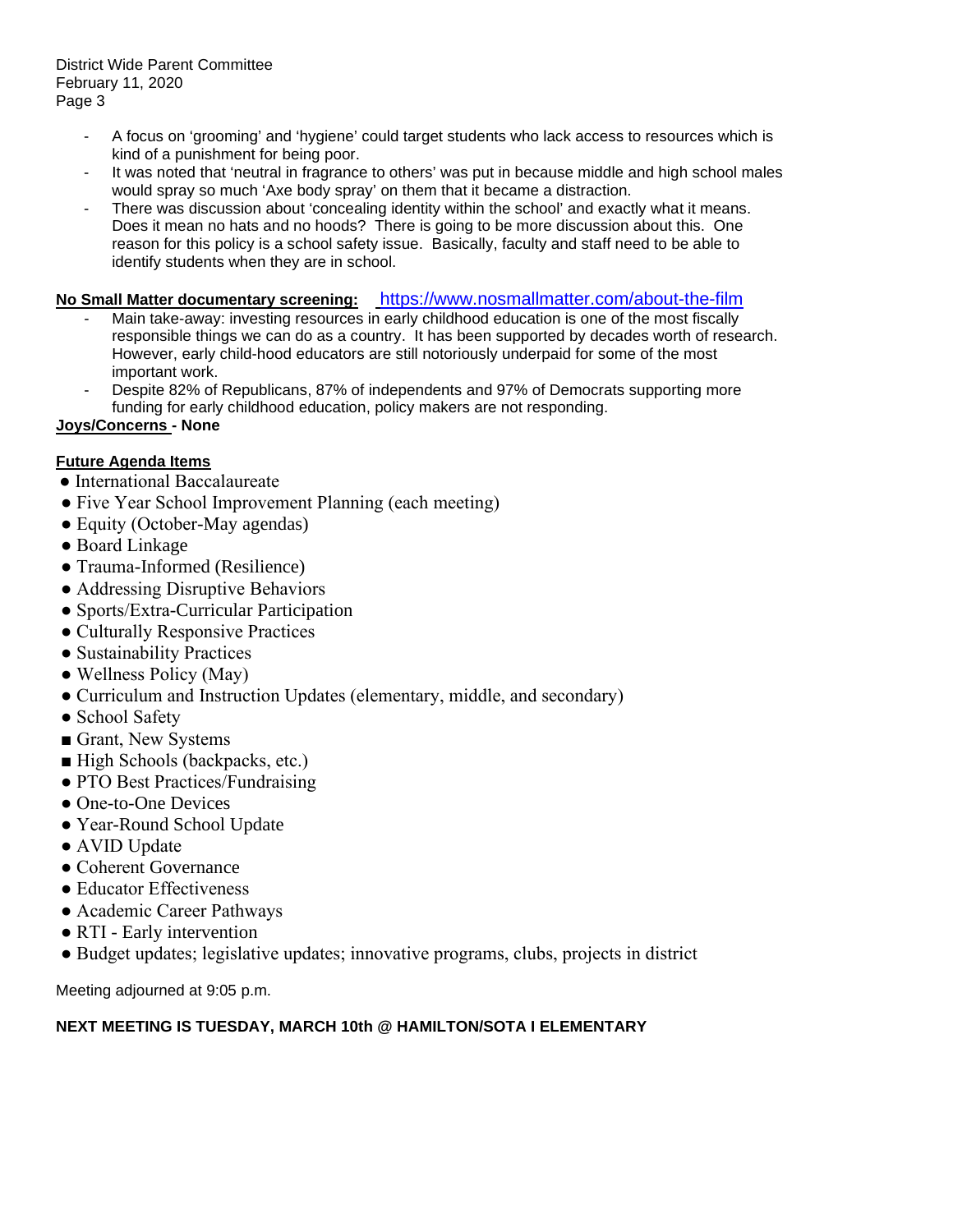- A focus on 'grooming' and 'hygiene' could target students who lack access to resources which is kind of a punishment for being poor.
- It was noted that 'neutral in fragrance to others' was put in because middle and high school males would spray so much 'Axe body spray' on them that it became a distraction.
- There was discussion about 'concealing identity within the school' and exactly what it means. Does it mean no hats and no hoods? There is going to be more discussion about this. One reason for this policy is a school safety issue. Basically, faculty and staff need to be able to identify students when they are in school.

**No Small Matter documentary screening:** https://www.nosmallmatter.com/about-the-film

- Main take-away: investing resources in early childhood education is one of the most fiscally responsible things we can do as a country. It has been supported by decades worth of research. However, early child-hood educators are still notoriously underpaid for some of the most important work.
- Despite 82% of Republicans, 87% of independents and 97% of Democrats supporting more funding for early childhood education, policy makers are not responding.

**Joys/Concerns - None**

**Future Agenda Items**

- International Baccalaureate
- Five Year School Improvement Planning (each meeting)
- Equity (October-May agendas)
- Board Linkage
- Trauma-Informed (Resilience)
- Addressing Disruptive Behaviors
- Sports/Extra-Curricular Participation
- Culturally Responsive Practices
- Sustainability Practices
- Wellness Policy (May)
- Curriculum and Instruction Updates (elementary, middle, and secondary)
- School Safety
  - Grant, New Systems
  - High Schools (backpacks, etc.)
- PTO Best Practices/Fundraising
- One-to-One Devices
- Year-Round School Update
- AVID Update
- Coherent Governance
- Educator Effectiveness
- Academic Career Pathways
- RTI - Early intervention
- Budget updates; legislative updates; innovative programs, clubs, projects in district

Meeting adjourned at 9:05 p.m.

**NEXT MEETING IS TUESDAY, MARCH 10th @ HAMILTON/SOTA I ELEMENTARY**